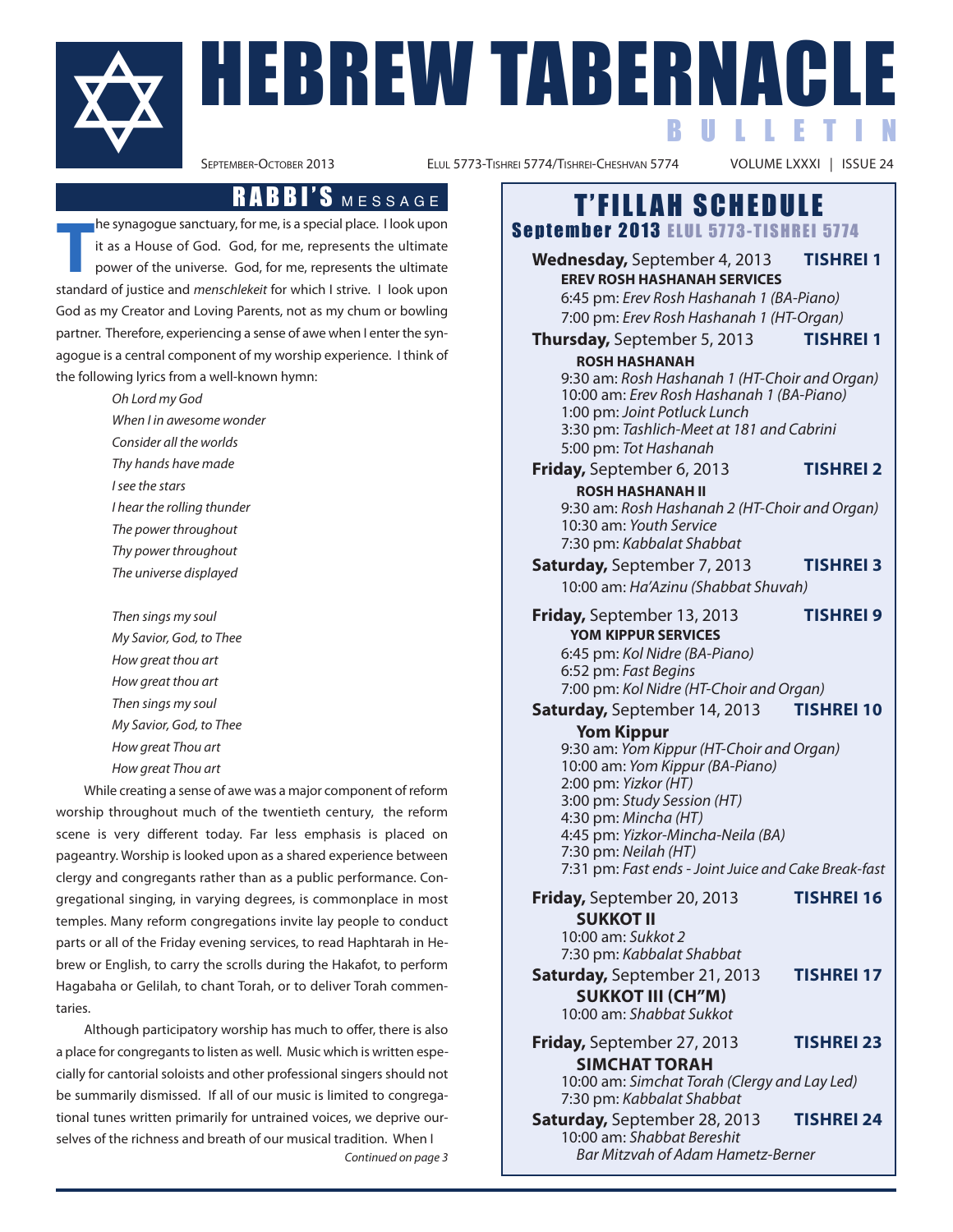# HEBREW TABERNACLE BULLETIN

SEPTEMBER-OCTOBER 2013 | ELUL 5773-TISHREI 5774/TISHREI-CHESHVAN 5774 | VOLUME LXXXI | ISSUE 24

## RABBI'S MESSAGE

The synagogue sanctuary, for me, is a special place. I look upon it as a House of God. God, for me, represents the ultimate power of the universe. God, for me, represents the ultimate standard of justice and *menschlekeit* for which I strive. I look upon God as my Creator and Loving Parents, not as my chum or bowling partner. Therefore, experiencing a sense of awe when I enter the synagogue is a central component of my worship experience. I think of the following lyrics from a well-known hymn:

*Oh Lord my God*
*When I in awesome wonder*
*Consider all the worlds*
*Thy hands have made*
*I see the stars*
*I hear the rolling thunder*
*The power throughout*
*Thy power throughout*
*The universe displayed*

*Then sings my soul*
*My Savior, God, to Thee*
*How great thou art*
*How great thou art*
*Then sings my soul*
*My Savior, God, to Thee*
*How great Thou art*
*How great Thou art*

While creating a sense of awe was a major component of reform worship throughout much of the twentieth century, the reform scene is very different today. Far less emphasis is placed on pageantry. Worship is looked upon as a shared experience between clergy and congregants rather than as a public performance. Congregational singing, in varying degrees, is commonplace in most temples. Many reform congregations invite lay people to conduct parts or all of the Friday evening services, to read Haphtarah in Hebrew or English, to carry the scrolls during the Hakafot, to perform Hagabaha or Gelilah, to chant Torah, or to deliver Torah commentaries.

Although participatory worship has much to offer, there is also a place for congregants to listen as well. Music which is written especially for cantorial soloists and other professional singers should not be summarily dismissed. If all of our music is limited to congregational tunes written primarily for untrained voices, we deprive ourselves of the richness and breath of our musical tradition. When I

*Continued on page 3*

## T'FILLAH SCHEDULE

### September 2013 ELUL 5773-TISHREI 5774

**Wednesday,** September 4, 2013 — **TISHREI 1**
**EREV ROSH HASHANAH SERVICES**
6:45 pm: *Erev Rosh Hashanah 1 (BA-Piano)*
7:00 pm: *Erev Rosh Hashanah 1 (HT-Organ)*

**Thursday,** September 5, 2013 — **TISHREI 1**
**ROSH HASHANAH**
9:30 am: *Rosh Hashanah 1 (HT-Choir and Organ)*
10:00 am: *Erev Rosh Hashanah 1 (BA-Piano)*
1:00 pm: *Joint Potluck Lunch*
3:30 pm: *Tashlich-Meet at 181 and Cabrini*
5:00 pm: *Tot Hashanah*

**Friday,** September 6, 2013 — **TISHREI 2**
**ROSH HASHANAH II**
9:30 am: *Rosh Hashanah 2 (HT-Choir and Organ)*
10:30 am: *Youth Service*
7:30 pm: *Kabbalat Shabbat*

**Saturday,** September 7, 2013 — **TISHREI 3**
10:00 am: *Ha'Azinu (Shabbat Shuvah)*

**Friday,** September 13, 2013 — **TISHREI 9**
**YOM KIPPUR SERVICES**
6:45 pm: *Kol Nidre (BA-Piano)*
6:52 pm: *Fast Begins*
7:00 pm: *Kol Nidre (HT-Choir and Organ)*

**Saturday,** September 14, 2013 — **TISHREI 10**
**Yom Kippur**
9:30 am: *Yom Kippur (HT-Choir and Organ)*
10:00 am: *Yom Kippur (BA-Piano)*
2:00 pm: *Yizkor (HT)*
3:00 pm: *Study Session (HT)*
4:30 pm: *Mincha (HT)*
4:45 pm: *Yizkor-Mincha-Neila (BA)*
7:30 pm: *Neilah (HT)*
7:31 pm: *Fast ends - Joint Juice and Cake Break-fast*

**Friday,** September 20, 2013 — **TISHREI 16**
**SUKKOT II**
10:00 am: *Sukkot 2*
7:30 pm: *Kabbalat Shabbat*

**Saturday,** September 21, 2013 — **TISHREI 17**
**SUKKOT III (CH"M)**
10:00 am: *Shabbat Sukkot*

**Friday,** September 27, 2013 — **TISHREI 23**
**SIMCHAT TORAH**
10:00 am: *Simchat Torah (Clergy and Lay Led)*
7:30 pm: *Kabbalat Shabbat*

**Saturday,** September 28, 2013 — **TISHREI 24**
10:00 am: *Shabbat Bereshit*
*Bar Mitzvah of Adam Hametz-Berner*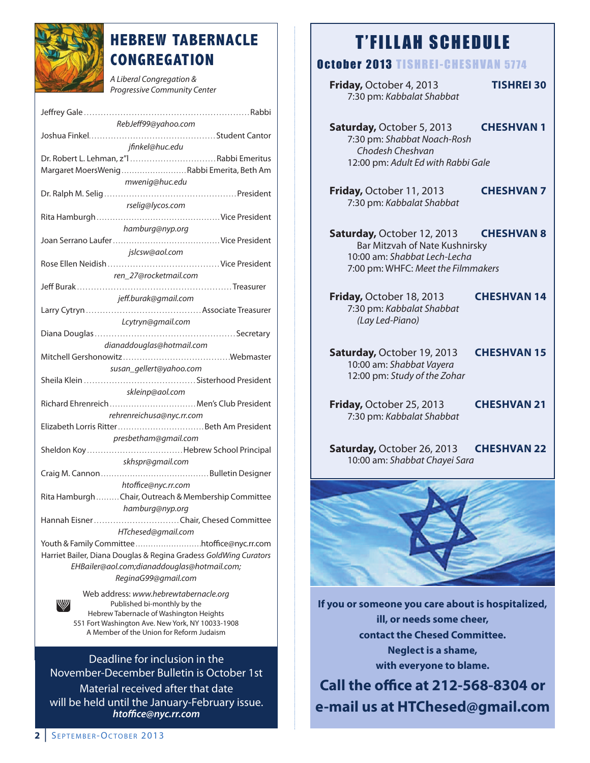# HEBREW TABERNACLE CONGREGATION

*A Liberal Congregation & Progressive Community Center*

Jeffrey Gale .......... Rabbi
*RebJeff99@yahoo.com*

Joshua Finkel .......... Student Cantor
*jfinkel@huc.edu*

Dr. Robert L. Lehman, z"l .......... Rabbi Emeritus

Margaret MoersWenig .......... Rabbi Emerita, Beth Am
*mwenig@huc.edu*

Dr. Ralph M. Selig .......... President
*rselig@lycos.com*

Rita Hamburgh .......... Vice President
*hamburg@nyp.org*

Joan Serrano Laufer .......... Vice President
*jslcsw@aol.com*

Rose Ellen Neidish .......... Vice President
*ren_27@rocketmail.com*

Jeff Burak .......... Treasurer
*jeff.burak@gmail.com*

Larry Cytryn .......... Associate Treasurer
*Lcytryn@gmail.com*

Diana Douglas .......... Secretary
*dianaddouglas@hotmail.com*

Mitchell Gershonowitz .......... Webmaster
*susan_gellert@yahoo.com*

Sheila Klein .......... Sisterhood President
*skleinp@aol.com*

Richard Ehrenreich .......... Men's Club President
*rehrenreichusa@nyc.rr.com*

Elizabeth Lorris Ritter .......... Beth Am President
*presbetham@gmail.com*

Sheldon Koy .......... Hebrew School Principal
*skhspr@gmail.com*

Craig M. Cannon .......... Bulletin Designer
*htoffice@nyc.rr.com*

Rita Hamburgh .......... Chair, Outreach & Membership Committee
*hamburg@nyp.org*

Hannah Eisner .......... Chair, Chesed Committee
*HTchesed@gmail.com*

Youth & Family Committee .......... htoffice@nyc.rr.com

Harriet Bailer, Diana Douglas & Regina Gradess *GoldWing Curators*
*EHBailer@aol.com;dianaddouglas@hotmail.com; ReginaG99@gmail.com*

Web address: *www.hebrewtabernacle.org*
Published bi-monthly by the
Hebrew Tabernacle of Washington Heights
551 Fort Washington Ave. New York, NY 10033-1908
A Member of the Union for Reform Judaism

Deadline for inclusion in the November-December Bulletin is October 1st
Material received after that date will be held until the January-February issue.
***htoffice@nyc.rr.com***

# T'FILLAH SCHEDULE

## October 2013 TISHREI-CHESHVAN 5774

**Friday,** October 4, 2013 — **TISHREI 30**
7:30 pm: *Kabbalat Shabbat*

**Saturday,** October 5, 2013 — **CHESHVAN 1**
7:30 pm: *Shabbat Noach-Rosh Chodesh Cheshvan*
12:00 pm: *Adult Ed with Rabbi Gale*

**Friday,** October 11, 2013 — **CHESHVAN 7**
7:30 pm: *Kabbalat Shabbat*

**Saturday,** October 12, 2013 — **CHESHVAN 8**
Bar Mitzvah of Nate Kushnirsky
10:00 am: *Shabbat Lech-Lecha*
7:00 pm: WHFC: *Meet the Filmmakers*

**Friday,** October 18, 2013 — **CHESHVAN 14**
7:30 pm: *Kabbalat Shabbat (Lay Led-Piano)*

**Saturday,** October 19, 2013 — **CHESHVAN 15**
10:00 am: *Shabbat Vayera*
12:00 pm: *Study of the Zohar*

**Friday,** October 25, 2013 — **CHESHVAN 21**
7:30 pm: *Kabbalat Shabbat*

**Saturday,** October 26, 2013 — **CHESHVAN 22**
10:00 am: *Shabbat Chayei Sara*

**If you or someone you care about is hospitalized, ill, or needs some cheer, contact the Chesed Committee. Neglect is a shame, with everyone to blame.**

**Call the office at 212-568-8304 or e-mail us at HTChesed@gmail.com**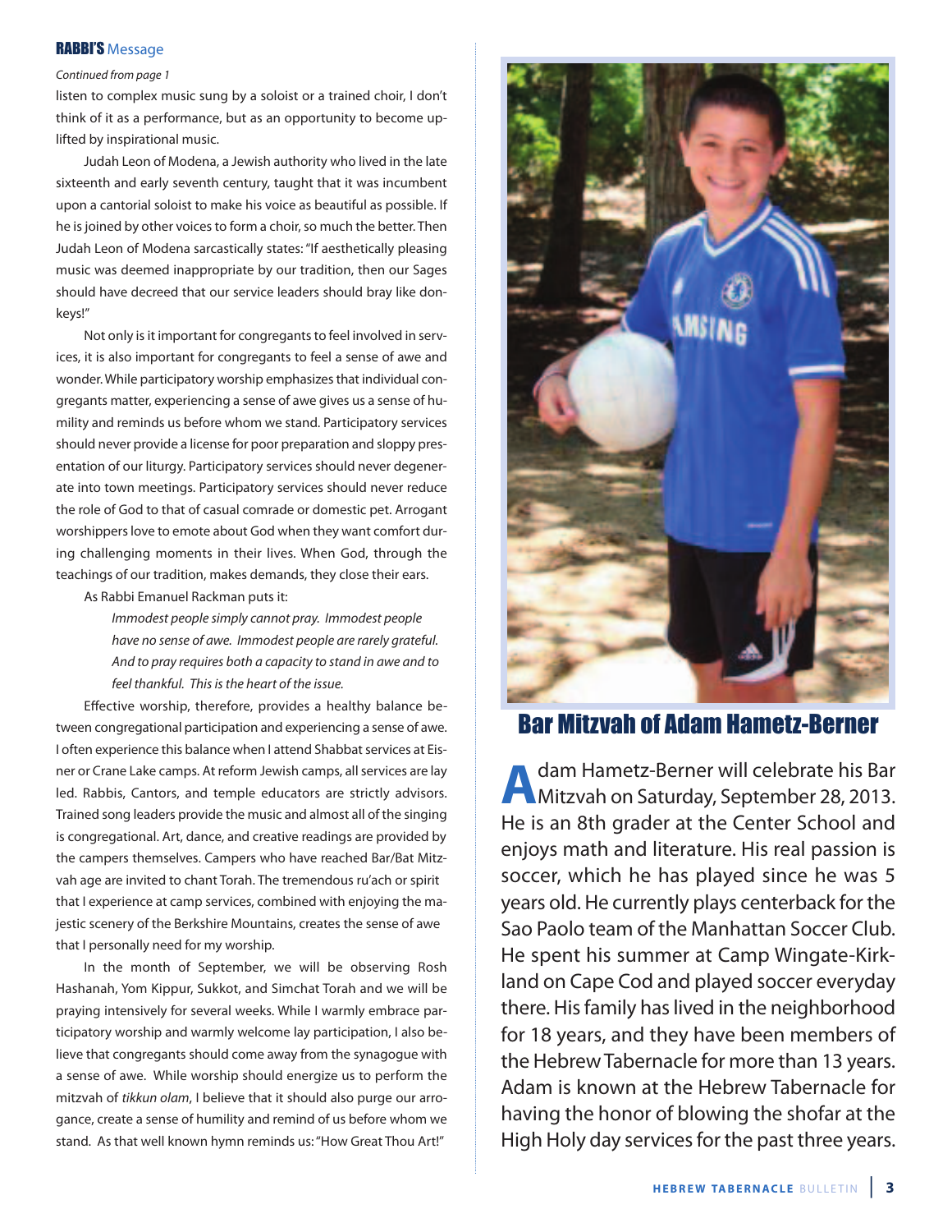## RABBI'S Message

*Continued from page 1*

listen to complex music sung by a soloist or a trained choir, I don't think of it as a performance, but as an opportunity to become uplifted by inspirational music.

Judah Leon of Modena, a Jewish authority who lived in the late sixteenth and early seventh century, taught that it was incumbent upon a cantorial soloist to make his voice as beautiful as possible. If he is joined by other voices to form a choir, so much the better. Then Judah Leon of Modena sarcastically states: "If aesthetically pleasing music was deemed inappropriate by our tradition, then our Sages should have decreed that our service leaders should bray like donkeys!"

Not only is it important for congregants to feel involved in services, it is also important for congregants to feel a sense of awe and wonder. While participatory worship emphasizes that individual congregants matter, experiencing a sense of awe gives us a sense of humility and reminds us before whom we stand. Participatory services should never provide a license for poor preparation and sloppy presentation of our liturgy. Participatory services should never degenerate into town meetings. Participatory services should never reduce the role of God to that of casual comrade or domestic pet. Arrogant worshippers love to emote about God when they want comfort during challenging moments in their lives. When God, through the teachings of our tradition, makes demands, they close their ears.

As Rabbi Emanuel Rackman puts it:

> *Immodest people simply cannot pray. Immodest people have no sense of awe. Immodest people are rarely grateful. And to pray requires both a capacity to stand in awe and to feel thankful. This is the heart of the issue.*

Effective worship, therefore, provides a healthy balance between congregational participation and experiencing a sense of awe. I often experience this balance when I attend Shabbat services at Eisner or Crane Lake camps. At reform Jewish camps, all services are lay led. Rabbis, Cantors, and temple educators are strictly advisors. Trained song leaders provide the music and almost all of the singing is congregational. Art, dance, and creative readings are provided by the campers themselves. Campers who have reached Bar/Bat Mitzvah age are invited to chant Torah. The tremendous ru'ach or spirit that I experience at camp services, combined with enjoying the majestic scenery of the Berkshire Mountains, creates the sense of awe that I personally need for my worship.

In the month of September, we will be observing Rosh Hashanah, Yom Kippur, Sukkot, and Simchat Torah and we will be praying intensively for several weeks. While I warmly embrace participatory worship and warmly welcome lay participation, I also believe that congregants should come away from the synagogue with a sense of awe. While worship should energize us to perform the mitzvah of *tikkun olam*, I believe that it should also purge our arrogance, create a sense of humility and remind of us before whom we stand. As that well known hymn reminds us: "How Great Thou Art!"

## Bar Mitzvah of Adam Hametz-Berner

Adam Hametz-Berner will celebrate his Bar Mitzvah on Saturday, September 28, 2013. He is an 8th grader at the Center School and enjoys math and literature. His real passion is soccer, which he has played since he was 5 years old. He currently plays centerback for the Sao Paolo team of the Manhattan Soccer Club. He spent his summer at Camp Wingate-Kirkland on Cape Cod and played soccer everyday there. His family has lived in the neighborhood for 18 years, and they have been members of the Hebrew Tabernacle for more than 13 years. Adam is known at the Hebrew Tabernacle for having the honor of blowing the shofar at the High Holy day services for the past three years.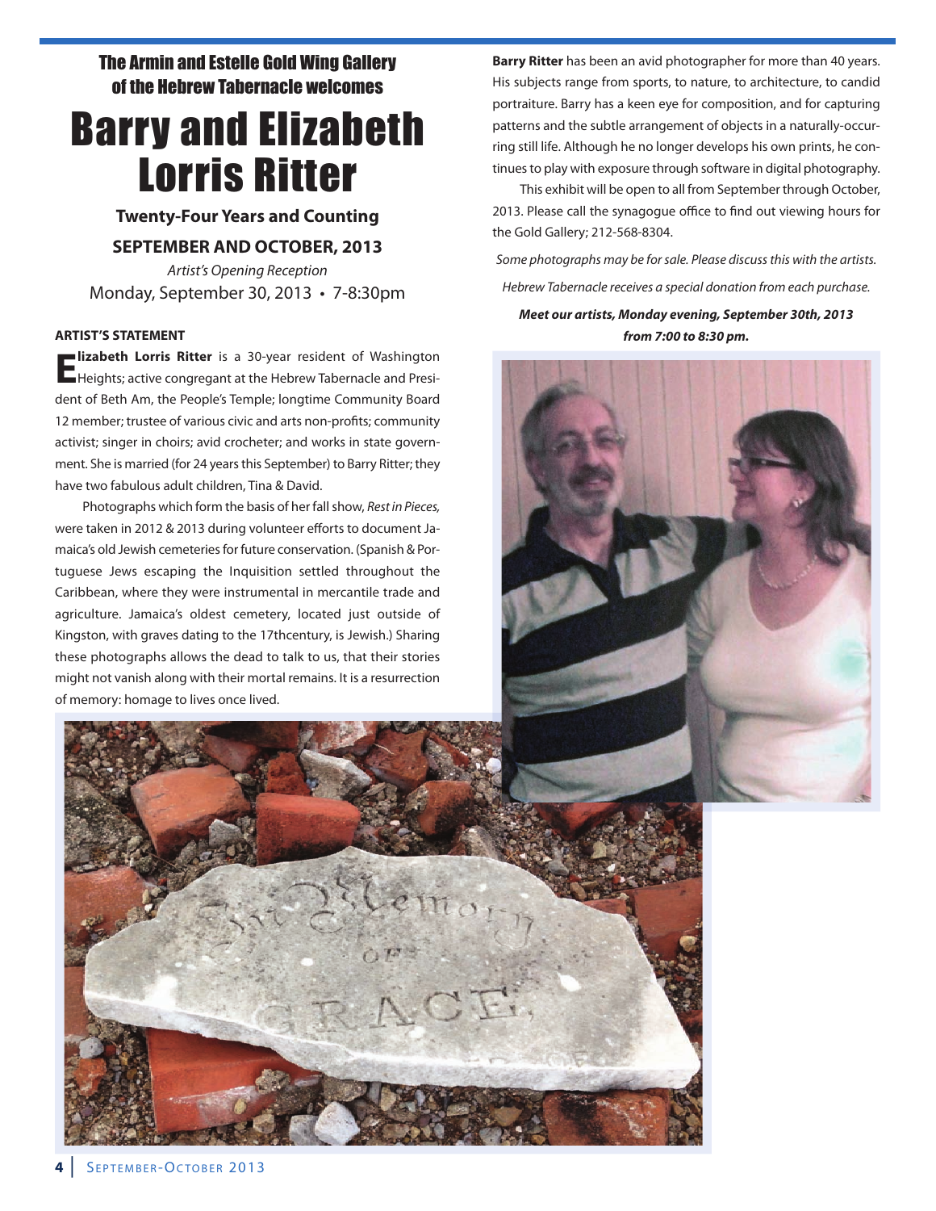### The Armin and Estelle Gold Wing Gallery of the Hebrew Tabernacle welcomes

# Barry and Elizabeth Lorris Ritter

**Twenty-Four Years and Counting**

**SEPTEMBER AND OCTOBER, 2013**

*Artist's Opening Reception*

Monday, September 30, 2013 • 7-8:30pm

**ARTIST'S STATEMENT**

**Elizabeth Lorris Ritter** is a 30-year resident of Washington Heights; active congregant at the Hebrew Tabernacle and President of Beth Am, the People's Temple; longtime Community Board 12 member; trustee of various civic and arts non-profits; community activist; singer in choirs; avid crocheter; and works in state government. She is married (for 24 years this September) to Barry Ritter; they have two fabulous adult children, Tina & David.

Photographs which form the basis of her fall show, *Rest in Pieces,* were taken in 2012 & 2013 during volunteer efforts to document Jamaica's old Jewish cemeteries for future conservation. (Spanish & Portuguese Jews escaping the Inquisition settled throughout the Caribbean, where they were instrumental in mercantile trade and agriculture. Jamaica's oldest cemetery, located just outside of Kingston, with graves dating to the 17thcentury, is Jewish.) Sharing these photographs allows the dead to talk to us, that their stories might not vanish along with their mortal remains. It is a resurrection of memory: homage to lives once lived.

**Barry Ritter** has been an avid photographer for more than 40 years. His subjects range from sports, to nature, to architecture, to candid portraiture. Barry has a keen eye for composition, and for capturing patterns and the subtle arrangement of objects in a naturally-occurring still life. Although he no longer develops his own prints, he continues to play with exposure through software in digital photography.

This exhibit will be open to all from September through October, 2013. Please call the synagogue office to find out viewing hours for the Gold Gallery; 212-568-8304.

*Some photographs may be for sale. Please discuss this with the artists.*

*Hebrew Tabernacle receives a special donation from each purchase.*

***Meet our artists, Monday evening, September 30th, 2013 from 7:00 to 8:30 pm.***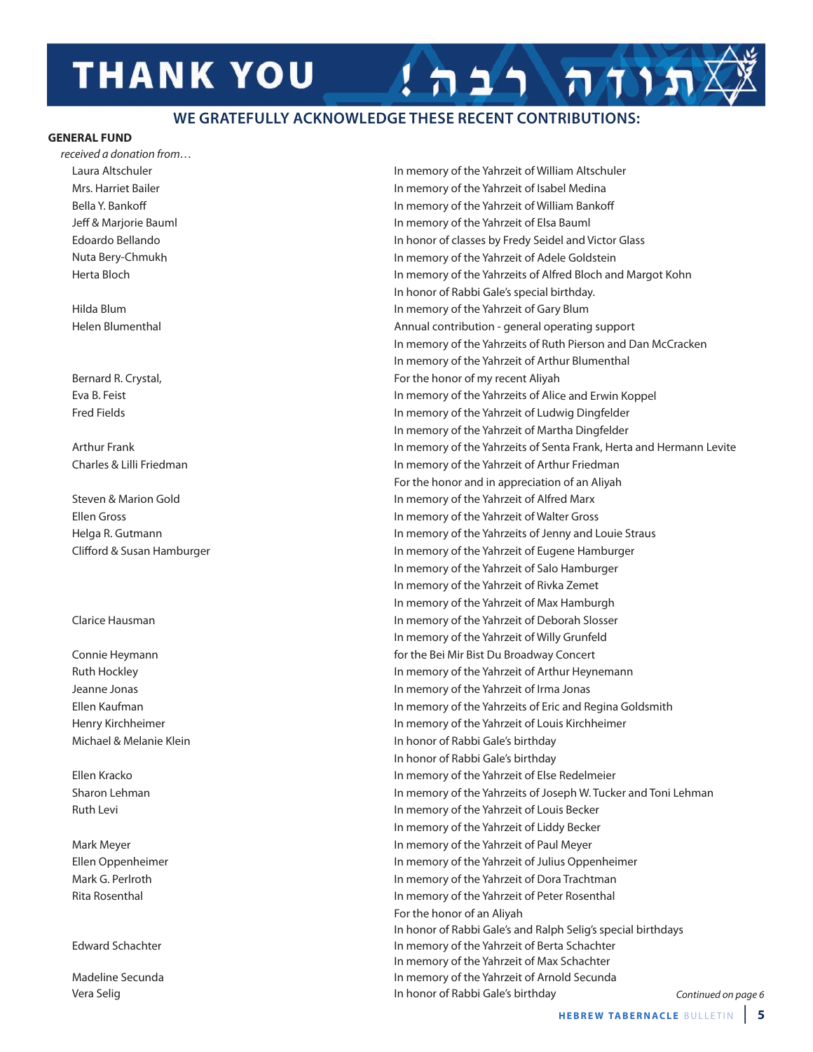# THANK YOU !תודה רבה

## WE GRATEFULLY ACKNOWLEDGE THESE RECENT CONTRIBUTIONS:

**GENERAL FUND**

*received a donation from…*

| Donor | Contribution |
|---|---|
| Laura Altschuler | In memory of the Yahrzeit of William Altschuler |
| Mrs. Harriet Bailer | In memory of the Yahrzeit of Isabel Medina |
| Bella Y. Bankoff | In memory of the Yahrzeit of William Bankoff |
| Jeff & Marjorie Bauml | In memory of the Yahrzeit of Elsa Bauml |
| Edoardo Bellando | In honor of classes by Fredy Seidel and Victor Glass |
| Nuta Bery-Chmukh | In memory of the Yahrzeit of Adele Goldstein |
| Herta Bloch | In memory of the Yahrzeits of Alfred Bloch and Margot Kohn |
| | In honor of Rabbi Gale's special birthday. |
| Hilda Blum | In memory of the Yahrzeit of Gary Blum |
| Helen Blumenthal | Annual contribution - general operating support |
| | In memory of the Yahrzeits of Ruth Pierson and Dan McCracken |
| | In memory of the Yahrzeit of Arthur Blumenthal |
| Bernard R. Crystal, | For the honor of my recent Aliyah |
| Eva B. Feist | In memory of the Yahrzeits of Alice and Erwin Koppel |
| Fred Fields | In memory of the Yahrzeit of Ludwig Dingfelder |
| | In memory of the Yahrzeit of Martha Dingfelder |
| Arthur Frank | In memory of the Yahrzeits of Senta Frank, Herta and Hermann Levite |
| Charles & Lilli Friedman | In memory of the Yahrzeit of Arthur Friedman |
| | For the honor and in appreciation of an Aliyah |
| Steven & Marion Gold | In memory of the Yahrzeit of Alfred Marx |
| Ellen Gross | In memory of the Yahrzeit of Walter Gross |
| Helga R. Gutmann | In memory of the Yahrzeits of Jenny and Louie Straus |
| Clifford & Susan Hamburger | In memory of the Yahrzeit of Eugene Hamburger |
| | In memory of the Yahrzeit of Salo Hamburger |
| | In memory of the Yahrzeit of Rivka Zemet |
| | In memory of the Yahrzeit of Max Hamburgh |
| Clarice Hausman | In memory of the Yahrzeit of Deborah Slosser |
| | In memory of the Yahrzeit of Willy Grunfeld |
| Connie Heymann | for the Bei Mir Bist Du Broadway Concert |
| Ruth Hockley | In memory of the Yahrzeit of Arthur Heynemann |
| Jeanne Jonas | In memory of the Yahrzeit of Irma Jonas |
| Ellen Kaufman | In memory of the Yahrzeits of Eric and Regina Goldsmith |
| Henry Kirchheimer | In memory of the Yahrzeit of Louis Kirchheimer |
| Michael & Melanie Klein | In honor of Rabbi Gale's birthday |
| | In honor of Rabbi Gale's birthday |
| Ellen Kracko | In memory of the Yahrzeit of Else Redelmeier |
| Sharon Lehman | In memory of the Yahrzeits of Joseph W. Tucker and Toni Lehman |
| Ruth Levi | In memory of the Yahrzeit of Louis Becker |
| | In memory of the Yahrzeit of Liddy Becker |
| Mark Meyer | In memory of the Yahrzeit of Paul Meyer |
| Ellen Oppenheimer | In memory of the Yahrzeit of Julius Oppenheimer |
| Mark G. Perlroth | In memory of the Yahrzeit of Dora Trachtman |
| Rita Rosenthal | In memory of the Yahrzeit of Peter Rosenthal |
| | For the honor of an Aliyah |
| | In honor of Rabbi Gale's and Ralph Selig's special birthdays |
| Edward Schachter | In memory of the Yahrzeit of Berta Schachter |
| | In memory of the Yahrzeit of Max Schachter |
| Madeline Secunda | In memory of the Yahrzeit of Arnold Secunda |
| Vera Selig | In honor of Rabbi Gale's birthday |

*Continued on page 6*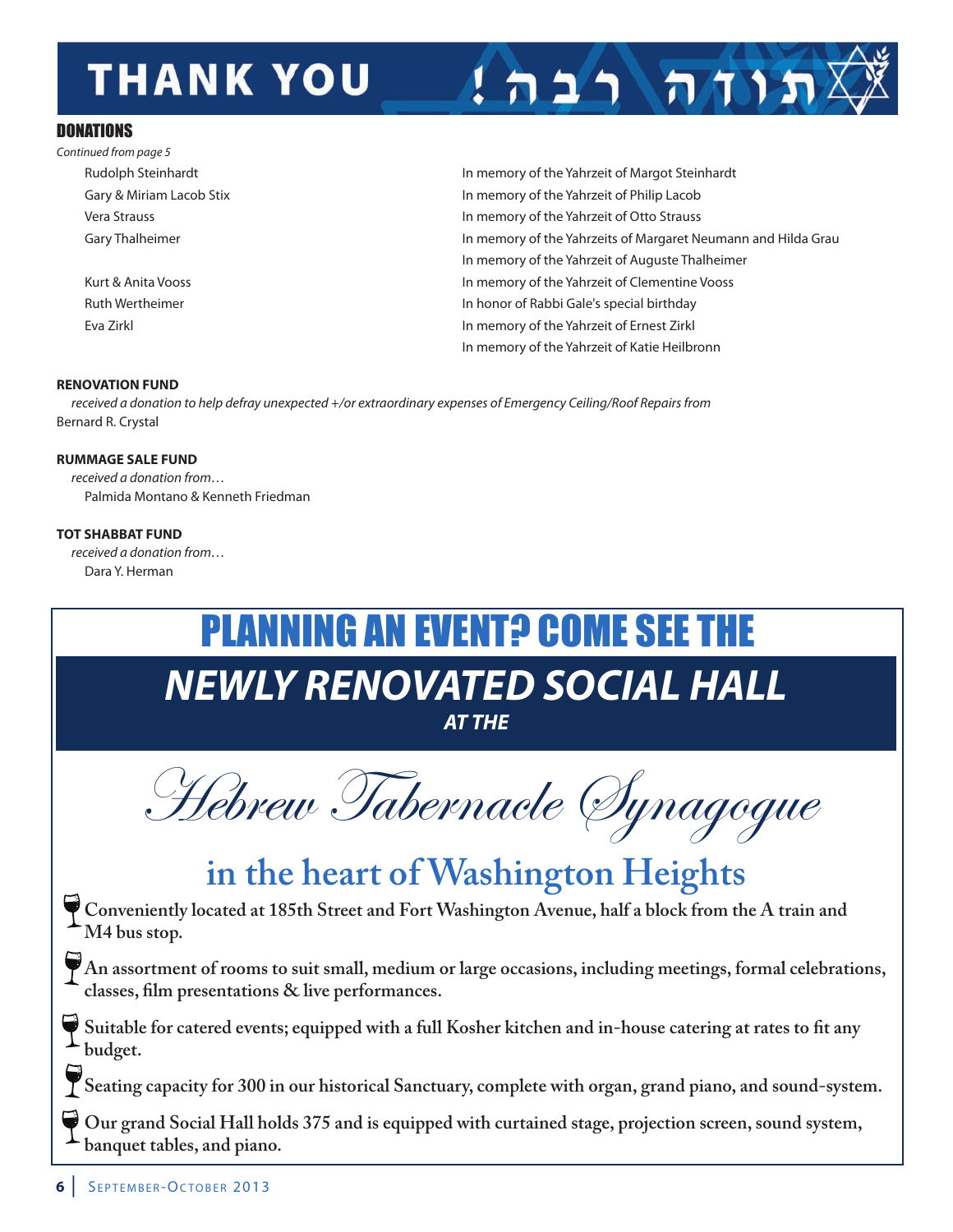# THANK YOU תודה רבה!

## DONATIONS

*Continued from page 5*

| Donor | Dedication |
|---|---|
| Rudolph Steinhardt | In memory of the Yahrzeit of Margot Steinhardt |
| Gary & Miriam Lacob Stix | In memory of the Yahrzeit of Philip Lacob |
| Vera Strauss | In memory of the Yahrzeit of Otto Strauss |
| Gary Thalheimer | In memory of the Yahrzeits of Margaret Neumann and Hilda Grau |
| | In memory of the Yahrzeit of Auguste Thalheimer |
| Kurt & Anita Vooss | In memory of the Yahrzeit of Clementine Vooss |
| Ruth Wertheimer | In honor of Rabbi Gale's special birthday |
| Eva Zirkl | In memory of the Yahrzeit of Ernest Zirkl |
| | In memory of the Yahrzeit of Katie Heilbronn |

**RENOVATION FUND**

*received a donation to help defray unexpected +/or extraordinary expenses of Emergency Ceiling/Roof Repairs from*
Bernard R. Crystal

**RUMMAGE SALE FUND**

*received a donation from…*
Palmida Montano & Kenneth Friedman

**TOT SHABBAT FUND**

*received a donation from…*
Dara Y. Herman

# PLANNING AN EVENT? COME SEE THE

# *NEWLY RENOVATED SOCIAL HALL*

***AT THE***

# *Hebrew Tabernacle Synagogue*

## in the heart of Washington Heights

- **Conveniently located at 185th Street and Fort Washington Avenue, half a block from the A train and M4 bus stop.**
- **An assortment of rooms to suit small, medium or large occasions, including meetings, formal celebrations, classes, film presentations & live performances.**
- **Suitable for catered events; equipped with a full Kosher kitchen and in-house catering at rates to fit any budget.**
- **Seating capacity for 300 in our historical Sanctuary, complete with organ, grand piano, and sound-system.**
- **Our grand Social Hall holds 375 and is equipped with curtained stage, projection screen, sound system, banquet tables, and piano.**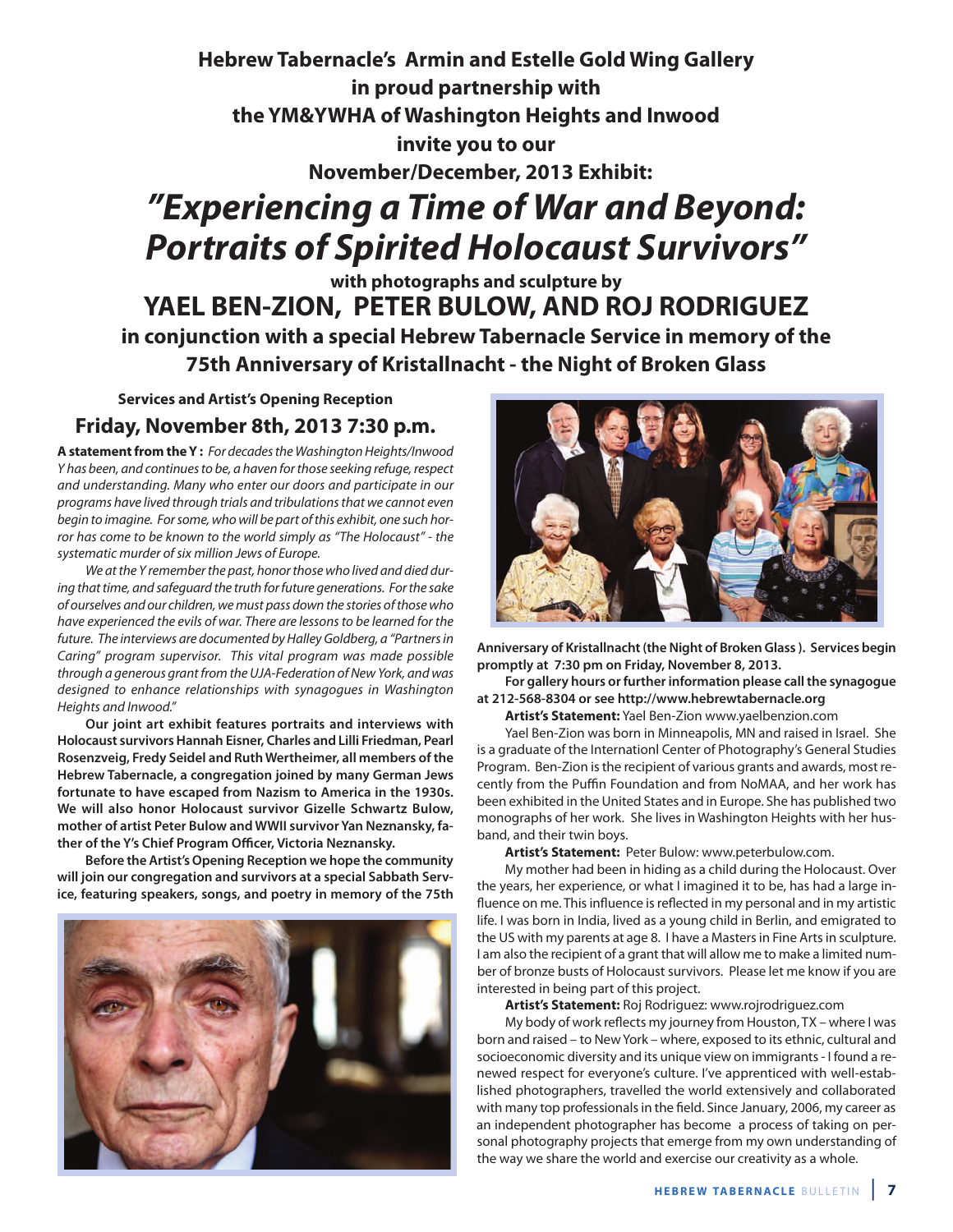**Hebrew Tabernacle's Armin and Estelle Gold Wing Gallery**
**in proud partnership with**
**the YM&YWHA of Washington Heights and Inwood**
**invite you to our**
**November/December, 2013 Exhibit:**

# *"Experiencing a Time of War and Beyond: Portraits of Spirited Holocaust Survivors"*

**with photographs and sculpture by**

## YAEL BEN-ZION, PETER BULOW, AND ROJ RODRIGUEZ

**in conjunction with a special Hebrew Tabernacle Service in memory of the 75th Anniversary of Kristallnacht - the Night of Broken Glass**

**Services and Artist's Opening Reception**

### Friday, November 8th, 2013 7:30 p.m.

**A statement from the Y :** *For decades the Washington Heights/Inwood Y has been, and continues to be, a haven for those seeking refuge, respect and understanding. Many who enter our doors and participate in our programs have lived through trials and tribulations that we cannot even begin to imagine. For some, who will be part of this exhibit, one such horror has come to be known to the world simply as "The Holocaust" - the systematic murder of six million Jews of Europe.*

*We at the Y remember the past, honor those who lived and died during that time, and safeguard the truth for future generations. For the sake of ourselves and our children, we must pass down the stories of those who have experienced the evils of war. There are lessons to be learned for the future. The interviews are documented by Halley Goldberg, a "Partners in Caring" program supervisor. This vital program was made possible through a generous grant from the UJA-Federation of New York, and was designed to enhance relationships with synagogues in Washington Heights and Inwood."*

**Our joint art exhibit features portraits and interviews with Holocaust survivors Hannah Eisner, Charles and Lilli Friedman, Pearl Rosenzveig, Fredy Seidel and Ruth Wertheimer, all members of the Hebrew Tabernacle, a congregation joined by many German Jews fortunate to have escaped from Nazism to America in the 1930s. We will also honor Holocaust survivor Gizelle Schwartz Bulow, mother of artist Peter Bulow and WWII survivor Yan Neznansky, father of the Y's Chief Program Officer, Victoria Neznansky.**

**Before the Artist's Opening Reception we hope the community will join our congregation and survivors at a special Sabbath Service, featuring speakers, songs, and poetry in memory of the 75th Anniversary of Kristallnacht (the Night of Broken Glass ). Services begin promptly at 7:30 pm on Friday, November 8, 2013.**

**For gallery hours or further information please call the synagogue at 212-568-8304 or see http://www.hebrewtabernacle.org**

**Artist's Statement:** Yael Ben-Zion www.yaelbenzion.com

Yael Ben-Zion was born in Minneapolis, MN and raised in Israel. She is a graduate of the Internationl Center of Photography's General Studies Program. Ben-Zion is the recipient of various grants and awards, most recently from the Puffin Foundation and from NoMAA, and her work has been exhibited in the United States and in Europe. She has published two monographs of her work. She lives in Washington Heights with her husband, and their twin boys.

**Artist's Statement:** Peter Bulow: www.peterbulow.com.

My mother had been in hiding as a child during the Holocaust. Over the years, her experience, or what I imagined it to be, has had a large influence on me. This influence is reflected in my personal and in my artistic life. I was born in India, lived as a young child in Berlin, and emigrated to the US with my parents at age 8. I have a Masters in Fine Arts in sculpture. I am also the recipient of a grant that will allow me to make a limited number of bronze busts of Holocaust survivors. Please let me know if you are interested in being part of this project.

**Artist's Statement:** Roj Rodriguez: www.rojrodriguez.com

My body of work reflects my journey from Houston, TX – where I was born and raised – to New York – where, exposed to its ethnic, cultural and socioeconomic diversity and its unique view on immigrants - I found a renewed respect for everyone's culture. I've apprenticed with well-established photographers, travelled the world extensively and collaborated with many top professionals in the field. Since January, 2006, my career as an independent photographer has become a process of taking on personal photography projects that emerge from my own understanding of the way we share the world and exercise our creativity as a whole.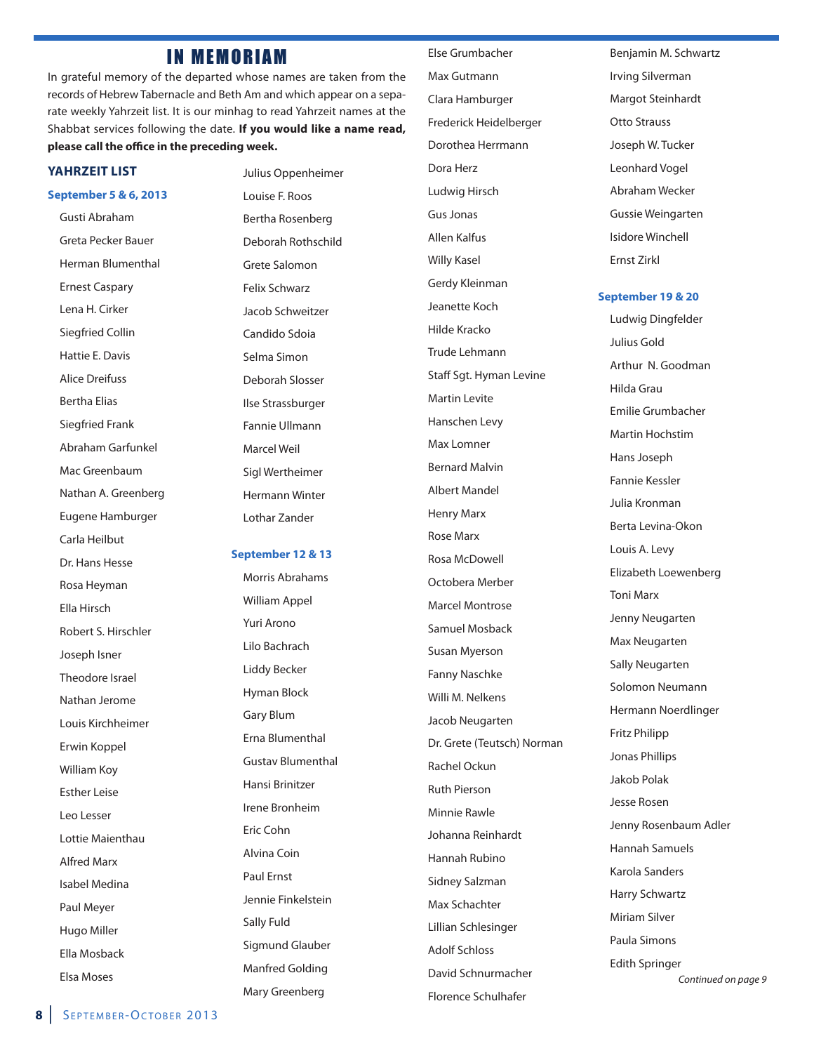# IN MEMORIAM

In grateful memory of the departed whose names are taken from the records of Hebrew Tabernacle and Beth Am and which appear on a separate weekly Yahrzeit list. It is our minhag to read Yahrzeit names at the Shabbat services following the date. **If you would like a name read, please call the office in the preceding week.**

## YAHRZEIT LIST

### September 5 & 6, 2013

Gusti Abraham
Greta Pecker Bauer
Herman Blumenthal
Ernest Caspary
Lena H. Cirker
Siegfried Collin
Hattie E. Davis
Alice Dreifuss
Bertha Elias
Siegfried Frank
Abraham Garfunkel
Mac Greenbaum
Nathan A. Greenberg
Eugene Hamburger
Carla Heilbut
Dr. Hans Hesse
Rosa Heyman
Ella Hirsch
Robert S. Hirschler
Joseph Isner
Theodore Israel
Nathan Jerome
Louis Kirchheimer
Erwin Koppel
William Koy
Esther Leise
Leo Lesser
Lottie Maienthau
Alfred Marx
Isabel Medina
Paul Meyer
Hugo Miller
Ella Mosback
Elsa Moses
Julius Oppenheimer
Louise F. Roos
Bertha Rosenberg
Deborah Rothschild
Grete Salomon
Felix Schwarz
Jacob Schweitzer
Candido Sdoia
Selma Simon
Deborah Slosser
Ilse Strassburger
Fannie Ullmann
Marcel Weil
Sigl Wertheimer
Hermann Winter
Lothar Zander

### September 12 & 13

Morris Abrahams
William Appel
Yuri Arono
Lilo Bachrach
Liddy Becker
Hyman Block
Gary Blum
Erna Blumenthal
Gustav Blumenthal
Hansi Brinitzer
Irene Bronheim
Eric Cohn
Alvina Coin
Paul Ernst
Jennie Finkelstein
Sally Fuld
Sigmund Glauber
Manfred Golding
Mary Greenberg
Else Grumbacher
Max Gutmann
Clara Hamburger
Frederick Heidelberger
Dorothea Herrmann
Dora Herz
Ludwig Hirsch
Gus Jonas
Allen Kalfus
Willy Kasel
Gerdy Kleinman
Jeanette Koch
Hilde Kracko
Trude Lehmann
Staff Sgt. Hyman Levine
Martin Levite
Hanschen Levy
Max Lomner
Bernard Malvin
Albert Mandel
Henry Marx
Rose Marx
Rosa McDowell
Octobera Merber
Marcel Montrose
Samuel Mosback
Susan Myerson
Fanny Naschke
Willi M. Nelkens
Jacob Neugarten
Dr. Grete (Teutsch) Norman
Rachel Ockun
Ruth Pierson
Minnie Rawle
Johanna Reinhardt
Hannah Rubino
Sidney Salzman
Max Schachter
Lillian Schlesinger
Adolf Schloss
David Schnurmacher
Florence Schulhafer
Benjamin M. Schwartz
Irving Silverman
Margot Steinhardt
Otto Strauss
Joseph W. Tucker
Leonhard Vogel
Abraham Wecker
Gussie Weingarten
Isidore Winchell
Ernst Zirkl

### September 19 & 20

Ludwig Dingfelder
Julius Gold
Arthur N. Goodman
Hilda Grau
Emilie Grumbacher
Martin Hochstim
Hans Joseph
Fannie Kessler
Julia Kronman
Berta Levina-Okon
Louis A. Levy
Elizabeth Loewenberg
Toni Marx
Jenny Neugarten
Max Neugarten
Sally Neugarten
Solomon Neumann
Hermann Noerdlinger
Fritz Philipp
Jonas Phillips
Jakob Polak
Jesse Rosen
Jenny Rosenbaum Adler
Hannah Samuels
Karola Sanders
Harry Schwartz
Miriam Silver
Paula Simons
Edith Springer

*Continued on page 9*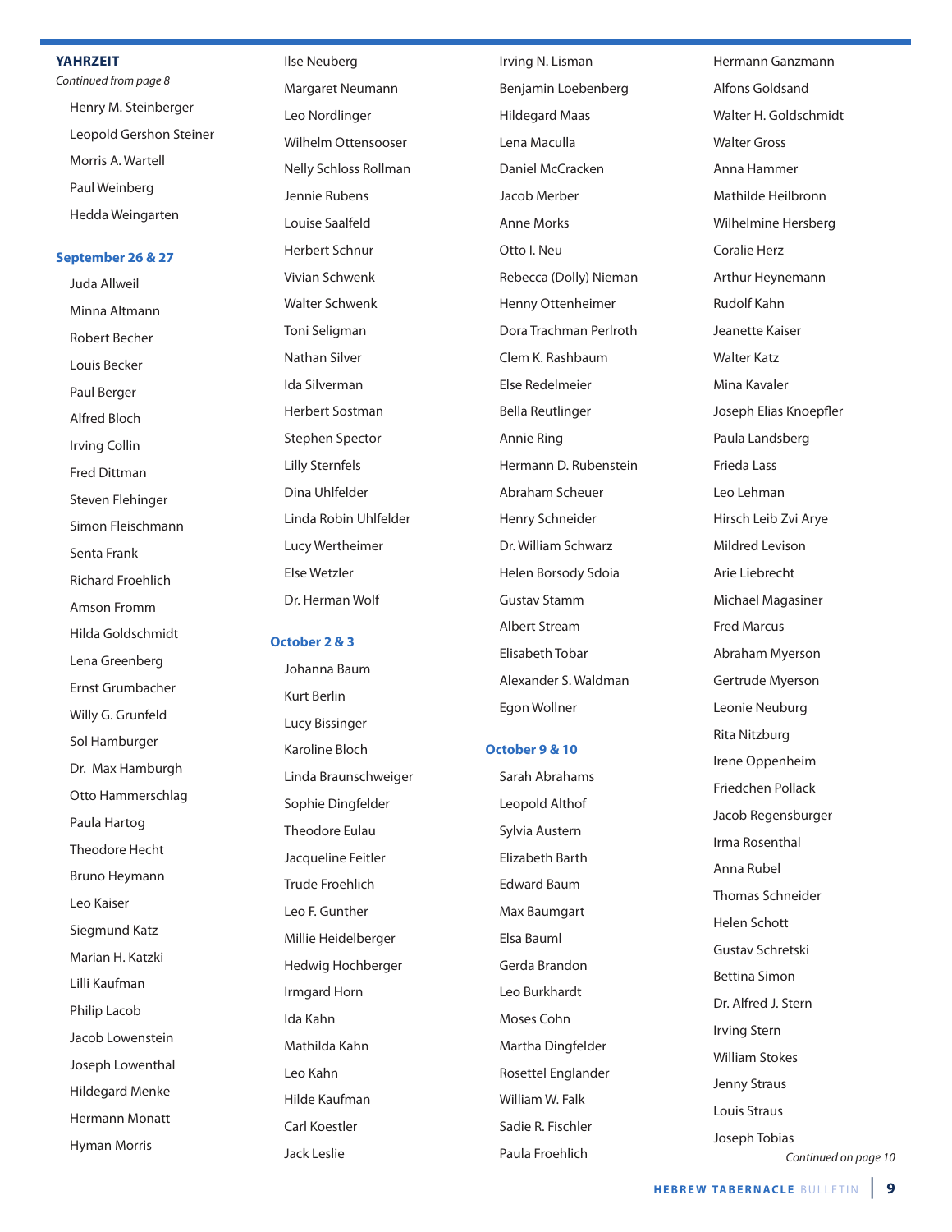## YAHRZEIT

*Continued from page 8*

Henry M. Steinberger
Leopold Gershon Steiner
Morris A. Wartell
Paul Weinberg
Hedda Weingarten

### September 26 & 27

Juda Allweil
Minna Altmann
Robert Becher
Louis Becker
Paul Berger
Alfred Bloch
Irving Collin
Fred Dittman
Steven Flehinger
Simon Fleischmann
Senta Frank
Richard Froehlich
Amson Fromm
Hilda Goldschmidt
Lena Greenberg
Ernst Grumbacher
Willy G. Grunfeld
Sol Hamburger
Dr. Max Hamburgh
Otto Hammerschlag
Paula Hartog
Theodore Hecht
Bruno Heymann
Leo Kaiser
Siegmund Katz
Marian H. Katzki
Lilli Kaufman
Philip Lacob
Jacob Lowenstein
Joseph Lowenthal
Hildegard Menke
Hermann Monatt
Hyman Morris
Ilse Neuberg
Margaret Neumann
Leo Nordlinger
Wilhelm Ottensooser
Nelly Schloss Rollman
Jennie Rubens
Louise Saalfeld
Herbert Schnur
Vivian Schwenk
Walter Schwenk
Toni Seligman
Nathan Silver
Ida Silverman
Herbert Sostman
Stephen Spector
Lilly Sternfels
Dina Uhlfelder
Linda Robin Uhlfelder
Lucy Wertheimer
Else Wetzler
Dr. Herman Wolf

### October 2 & 3

Johanna Baum
Kurt Berlin
Lucy Bissinger
Karoline Bloch
Linda Braunschweiger
Sophie Dingfelder
Theodore Eulau
Jacqueline Feitler
Trude Froehlich
Leo F. Gunther
Millie Heidelberger
Hedwig Hochberger
Irmgard Horn
Ida Kahn
Mathilda Kahn
Leo Kahn
Hilde Kaufman
Carl Koestler
Jack Leslie
Irving N. Lisman
Benjamin Loebenberg
Hildegard Maas
Lena Maculla
Daniel McCracken
Jacob Merber
Anne Morks
Otto I. Neu
Rebecca (Dolly) Nieman
Henny Ottenheimer
Dora Trachman Perlroth
Clem K. Rashbaum
Else Redelmeier
Bella Reutlinger
Annie Ring
Hermann D. Rubenstein
Abraham Scheuer
Henry Schneider
Dr. William Schwarz
Helen Borsody Sdoia
Gustav Stamm
Albert Stream
Elisabeth Tobar
Alexander S. Waldman
Egon Wollner

### October 9 & 10

Sarah Abrahams
Leopold Althof
Sylvia Austern
Elizabeth Barth
Edward Baum
Max Baumgart
Elsa Bauml
Gerda Brandon
Leo Burkhardt
Moses Cohn
Martha Dingfelder
Rosettel Englander
William W. Falk
Sadie R. Fischler
Paula Froehlich
Hermann Ganzmann
Alfons Goldsand
Walter H. Goldschmidt
Walter Gross
Anna Hammer
Mathilde Heilbronn
Wilhelmine Hersberg
Coralie Herz
Arthur Heynemann
Rudolf Kahn
Jeanette Kaiser
Walter Katz
Mina Kavaler
Joseph Elias Knoepfler
Paula Landsberg
Frieda Lass
Leo Lehman
Hirsch Leib Zvi Arye
Mildred Levison
Arie Liebrecht
Michael Magasiner
Fred Marcus
Abraham Myerson
Gertrude Myerson
Leonie Neuburg
Rita Nitzburg
Irene Oppenheim
Friedchen Pollack
Jacob Regensburger
Irma Rosenthal
Anna Rubel
Thomas Schneider
Helen Schott
Gustav Schretski
Bettina Simon
Dr. Alfred J. Stern
Irving Stern
William Stokes
Jenny Straus
Louis Straus
Joseph Tobias

*Continued on page 10*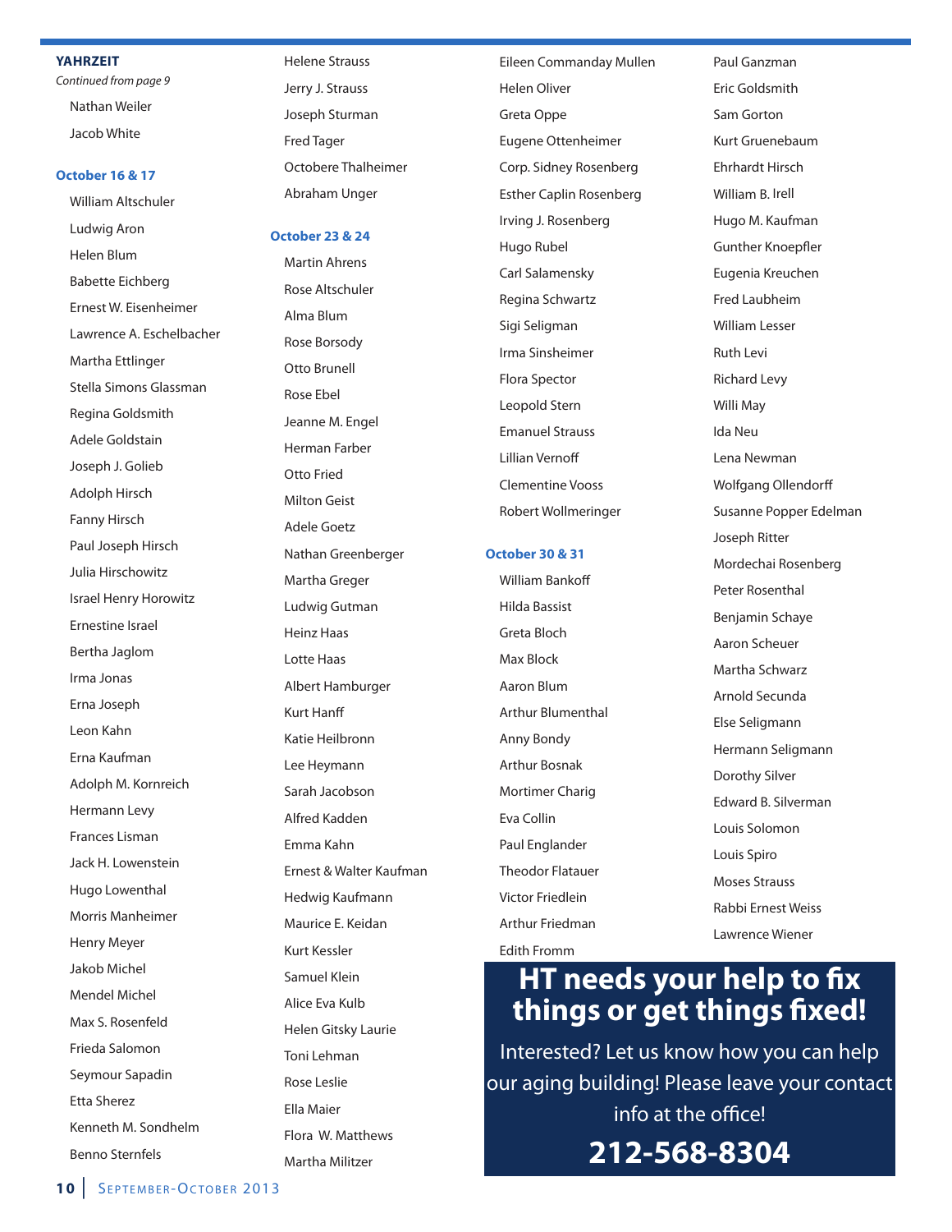## YAHRZEIT

*Continued from page 9*

- Nathan Weiler
- Jacob White

### October 16 & 17

- William Altschuler
- Ludwig Aron
- Helen Blum
- Babette Eichberg
- Ernest W. Eisenheimer
- Lawrence A. Eschelbacher
- Martha Ettlinger
- Stella Simons Glassman
- Regina Goldsmith
- Adele Goldstain
- Joseph J. Golieb
- Adolph Hirsch
- Fanny Hirsch
- Paul Joseph Hirsch
- Julia Hirschowitz
- Israel Henry Horowitz
- Ernestine Israel
- Bertha Jaglom
- Irma Jonas
- Erna Joseph
- Leon Kahn
- Erna Kaufman
- Adolph M. Kornreich
- Hermann Levy
- Frances Lisman
- Jack H. Lowenstein
- Hugo Lowenthal
- Morris Manheimer
- Henry Meyer
- Jakob Michel
- Mendel Michel
- Max S. Rosenfeld
- Frieda Salomon
- Seymour Sapadin
- Etta Sherez
- Kenneth M. Sondhelm
- Benno Sternfels
- Helene Strauss
- Jerry J. Strauss
- Joseph Sturman
- Fred Tager
- Octobere Thalheimer
- Abraham Unger

### October 23 & 24

- Martin Ahrens
- Rose Altschuler
- Alma Blum
- Rose Borsody
- Otto Brunell
- Rose Ebel
- Jeanne M. Engel
- Herman Farber
- Otto Fried
- Milton Geist
- Adele Goetz
- Nathan Greenberger
- Martha Greger
- Ludwig Gutman
- Heinz Haas
- Lotte Haas
- Albert Hamburger
- Kurt Hanff
- Katie Heilbronn
- Lee Heymann
- Sarah Jacobson
- Alfred Kadden
- Emma Kahn
- Ernest & Walter Kaufman
- Hedwig Kaufmann
- Maurice E. Keidan
- Kurt Kessler
- Samuel Klein
- Alice Eva Kulb
- Helen Gitsky Laurie
- Toni Lehman
- Rose Leslie
- Ella Maier
- Flora W. Matthews
- Martha Militzer
- Eileen Commanday Mullen
- Helen Oliver
- Greta Oppe
- Eugene Ottenheimer
- Corp. Sidney Rosenberg
- Esther Caplin Rosenberg
- Irving J. Rosenberg
- Hugo Rubel
- Carl Salamensky
- Regina Schwartz
- Sigi Seligman
- Irma Sinsheimer
- Flora Spector
- Leopold Stern
- Emanuel Strauss
- Lillian Vernoff
- Clementine Voos
- Robert Wollmeringer

### October 30 & 31

- William Bankoff
- Hilda Bassist
- Greta Bloch
- Max Block
- Aaron Blum
- Arthur Blumenthal
- Anny Bondy
- Arthur Bosnak
- Mortimer Charig
- Eva Collin
- Paul Englander
- Theodor Flatauer
- Victor Friedlein
- Arthur Friedman
- Edith Fromm
- Paul Ganzman
- Eric Goldsmith
- Sam Gorton
- Kurt Gruenebaum
- Ehrhardt Hirsch
- William B. Irell
- Hugo M. Kaufman
- Gunther Knoepfler
- Eugenia Kreuchen
- Fred Laubheim
- William Lesser
- Ruth Levi
- Richard Levy
- Willi May
- Ida Neu
- Lena Newman
- Wolfgang Ollendorff
- Susanne Popper Edelman
- Joseph Ritter
- Mordechai Rosenberg
- Peter Rosenthal
- Benjamin Schaye
- Aaron Scheuer
- Martha Schwarz
- Arnold Secunda
- Else Seligmann
- Hermann Seligmann
- Dorothy Silver
- Edward B. Silverman
- Louis Solomon
- Louis Spiro
- Moses Strauss
- Rabbi Ernest Weiss
- Lawrence Wiener

## HT needs your help to fix things or get things fixed!

Interested? Let us know how you can help our aging building! Please leave your contact info at the office!

**212-568-8304**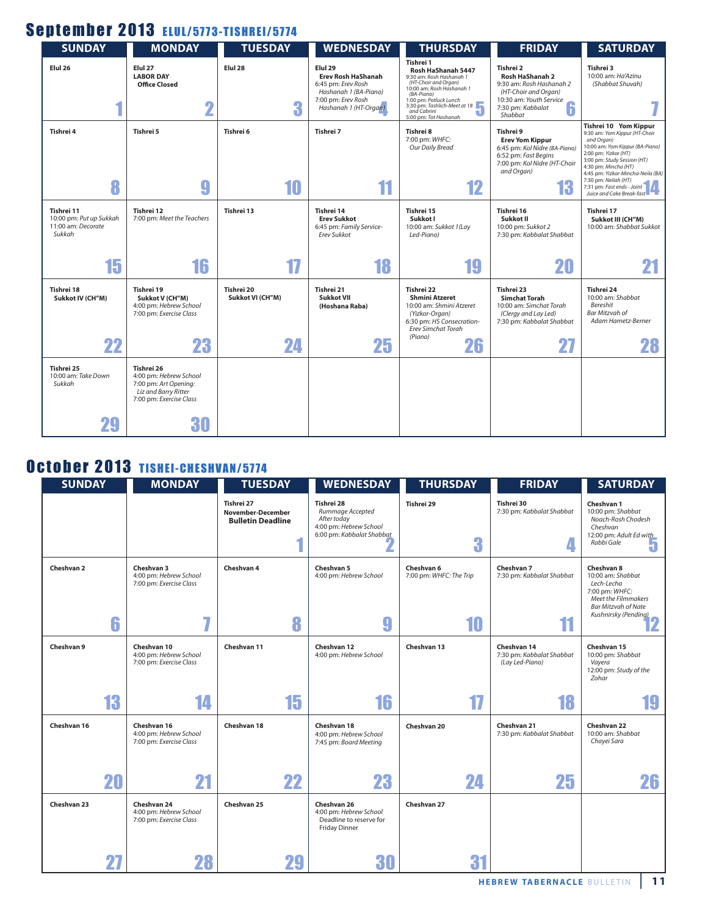## September 2013 ELUL/5773-TISHREI/5774

| SUNDAY | MONDAY | TUESDAY | WEDNESDAY | THURSDAY | FRIDAY | SATURDAY |
|---|---|---|---|---|---|---|
| **Elul 26** 1 | **Elul 27** **LABOR DAY** **Office Closed** 2 | **Elul 28** 3 | **Elul 29** **Erev Rosh HaShanah** 6:45 pm: *Erev Rosh Hashanah 1 (BA-Piano)* 7:00 pm: *Erev Rosh Hashanah 1 (HT-Organ)* 4 | **Tishrei 1** **Rosh HaShanah 5447** 9:30 am: *Rosh Hashanah 1 (HT-Choir and Organ)* 10:00 am: *Rosh Hashanah 1 (BA-Piano)* 1:00 pm: *Potluck Lunch* 3:30 pm: *Tashlich-Meet at 18 and Cabrini* 5:00 pm: *Tot Hashanah* 5 | **Tishrei 2** **Rosh HaShanah 2** 9:30 am: *Rosh Hashanah 2 (HT-Choir and Organ)* 10:30 am: *Youth Service* 7:30 pm: *Kabbalat Shabbat* 6 | **Tishrei 3** 10:00 am: *Ha'Azinu (Shabbat Shuvah)* 7 |
| **Tishrei 4** 8 | **Tishrei 5** 9 | **Tishrei 6** 10 | **Tishrei 7** 11 | **Tishrei 8** 7:00 pm: *WHFC: Our Daily Bread* 12 | **Tishrei 9** **Erev Yom Kippur** 6:45 pm: *Kol Nidre (BA-Piano)* 6:52 pm: *Fast Begins* 7:00 pm: *Kol Nidre (HT-Choir and Organ)* 13 | **Tishrei 10 Yom Kippur** 9:30 am: *Yom Kippur (HT-Choir and Organ)* 10:00 am: *Yom Kippur (BA-Piano)* 2:00 pm: *Yizkor (HT)* 3:00 pm: *Study Session (HT)* 4:30 pm: *Mincha (HT)* 4:45 pm: *Yizkor-Mincha-Neila (BA)* 7:30 pm: *Neilah (HT)* 7:31 pm: *Fast ends - Joint Juice and Cake Break-fast* 14 |
| **Tishrei 11** 10:00 pm: *Put up Sukkah* 11:00 am: *Decorate Sukkah* 15 | **Tishrei 12** 7:00 pm: *Meet the Teachers* 16 | **Tishrei 13** 17 | **Tishrei 14** **Erev Sukkot** 6:45 pm: *Family Service-Erev Sukkot* 18 | **Tishrei 15** **Sukkot I** 10:00 am: *Sukkot 1(Lay Led-Piano)* 19 | **Tishrei 16** **Sukkot II** 10:00 pm: *Sukkot 2* 7:30 pm: *Kabbalat Shabbat* 20 | **Tishrei 17** **Sukkot III (CH"M)** 10:00 am: *Shabbat Sukkot* 21 |
| **Tishrei 18** **Sukkot IV (CH"M)** 22 | **Tishrei 19** **Sukkot V (CH"M)** 4:00 pm: *Hebrew School* 7:00 pm: *Exercise Class* 23 | **Tishrei 20** **Sukkot VI (CH"M)** 24 | **Tishrei 21** **Sukkot VII (Hoshana Raba)** 25 | **Tishrei 22** **Shmini Atzeret** 10:00 am: *Shmini Atzeret (Yizkor-Organ)* 6:30 pm: *HS Consecration-Erev Simchat Torah (Piano)* 26 | **Tishrei 23** **Simchat Torah** 10:00 am: *Simchat Torah (Clergy and Lay Led)* 7:30 pm: *Kabbalat Shabbat* 27 | **Tishrei 24** 10:00 am: *Shabbat Bereshit* *Bar Mitzvah of Adam Hametz-Berner* 28 |
| **Tishrei 25** 10:00 am: *Take Down Sukkah* 29 | **Tishrei 26** 4:00 pm: *Hebrew School* 7:00 pm: *Art Opening: Liz and Barry Ritter* 7:00 pm: *Exercise Class* 30 | | | | | |

## October 2013 TISHEI-CHESHVAN/5774

| SUNDAY | MONDAY | TUESDAY | WEDNESDAY | THURSDAY | FRIDAY | SATURDAY |
|---|---|---|---|---|---|---|
| | | **Tishrei 27** **November-December Bulletin Deadline** 1 | **Tishrei 28** *Rummage Accepted After today* 4:00 pm: *Hebrew School* 6:00 pm: *Kabbalat Shabbat* 2 | **Tishrei 29** 3 | **Tishrei 30** 7:30 pm: *Kabbalat Shabbat* 4 | **Cheshvan 1** 10:00 pm: *Shabbat Noach-Rosh Chodesh Cheshvan* 12:00 pm: *Adult Ed with Rabbi Gale* 5 |
| **Cheshvan 2** 6 | **Cheshvan 3** 4:00 pm: *Hebrew School* 7:00 pm: *Exercise Class* 7 | **Cheshvan 4** 8 | **Cheshvan 5** 4:00 pm: *Hebrew School* 9 | **Cheshvan 6** 7:00 pm: *WHFC: The Trip* 10 | **Cheshvan 7** 7:30 pm: *Kabbalat Shabbat* 11 | **Cheshvan 8** 10:00 am: *Shabbat Lech-Lecha* 7:00 pm: *WHFC: Meet the Filmmakers* *Bar Mitzvah of Nate Kushnirsky (Pending)* 12 |
| **Cheshvan 9** 13 | **Cheshvan 10** 4:00 pm: *Hebrew School* 7:00 pm: *Exercise Class* 14 | **Cheshvan 11** 15 | **Cheshvan 12** 4:00 pm: *Hebrew School* 16 | **Cheshvan 13** 17 | **Cheshvan 14** 7:30 pm: *Kabbalat Shabbat (Lay Led-Piano)* 18 | **Cheshvan 15** 10:00 pm: *Shabbat Vayera* 12:00 pm: *Study of the Zohar* 19 |
| **Cheshvan 16** 20 | **Cheshvan 16** 4:00 pm: *Hebrew School* 7:00 pm: *Exercise Class* 21 | **Cheshvan 18** 22 | **Cheshvan 18** 4:00 pm: *Hebrew School* 7:45 pm: *Board Meeting* 23 | **Cheshvan 20** 24 | **Cheshvan 21** 7:30 pm: *Kabbalat Shabbat* 25 | **Cheshvan 22** 10:00 am: *Shabbat Chayei Sara* 26 |
| **Cheshvan 23** 27 | **Cheshvan 24** 4:00 pm: *Hebrew School* 7:00 pm: *Exercise Class* 28 | **Cheshvan 25** 29 | **Cheshvan 26** 4:00 pm: *Hebrew School* Deadline to reserve for Friday Dinner 30 | **Cheshvan 27** 31 | | |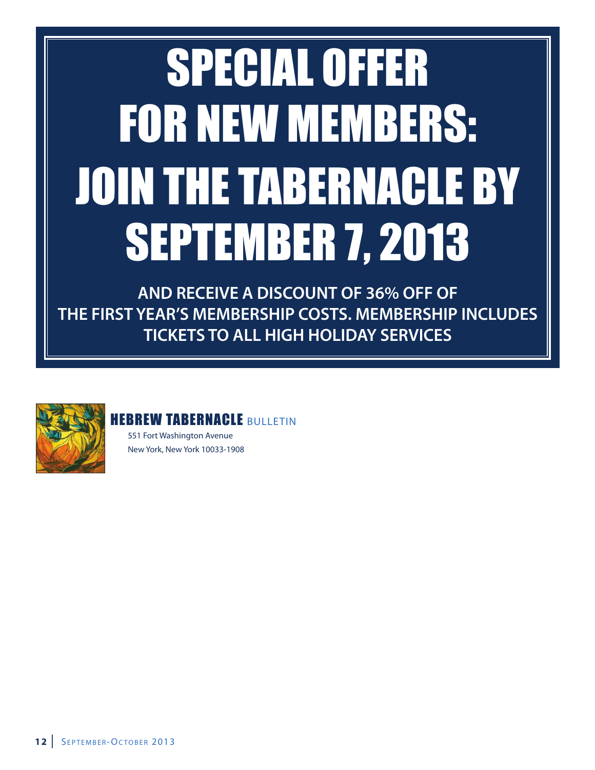# SPECIAL OFFER FOR NEW MEMBERS: JOIN THE TABERNACLE BY SEPTEMBER 7, 2013

**AND RECEIVE A DISCOUNT OF 36% OFF OF THE FIRST YEAR'S MEMBERSHIP COSTS. MEMBERSHIP INCLUDES TICKETS TO ALL HIGH HOLIDAY SERVICES**

**HEBREW TABERNACLE** BULLETIN

551 Fort Washington Avenue
New York, New York 10033-1908